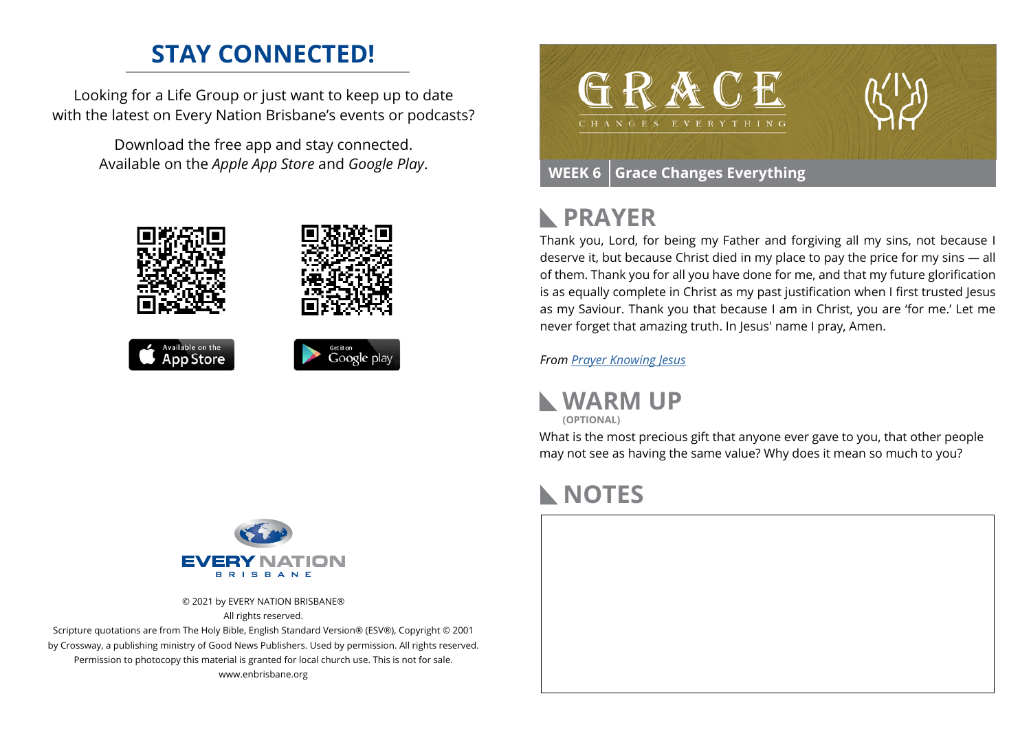## STAY CONNECTED!

Looking for a Life Group or just want to keep up to date with the latest on Every Nation Brisbane's events or podcasts?

Download the free app and stay connected. Available on the *Apple App Store* and *Google Play*.

© 2021 by EVERY NATION BRISBANE®
All rights reserved.
Scripture quotations are from The Holy Bible, English Standard Version® (ESV®), Copyright © 2001 by Crossway, a publishing ministry of Good News Publishers. Used by permission. All rights reserved.
Permission to photocopy this material is granted for local church use. This is not for sale.
www.enbrisbane.org

# GRACE
CHANGES EVERYTHING

**WEEK 6** | **Grace Changes Everything**

## PRAYER

Thank you, Lord, for being my Father and forgiving all my sins, not because I deserve it, but because Christ died in my place to pay the price for my sins — all of them. Thank you for all you have done for me, and that my future glorification is as equally complete in Christ as my past justification when I first trusted Jesus as my Saviour. Thank you that because I am in Christ, you are 'for me.' Let me never forget that amazing truth. In Jesus' name I pray, Amen.

*From Prayer Knowing Jesus*

## WARM UP
**(OPTIONAL)**

What is the most precious gift that anyone ever gave to you, that other people may not see as having the same value? Why does it mean so much to you?

## NOTES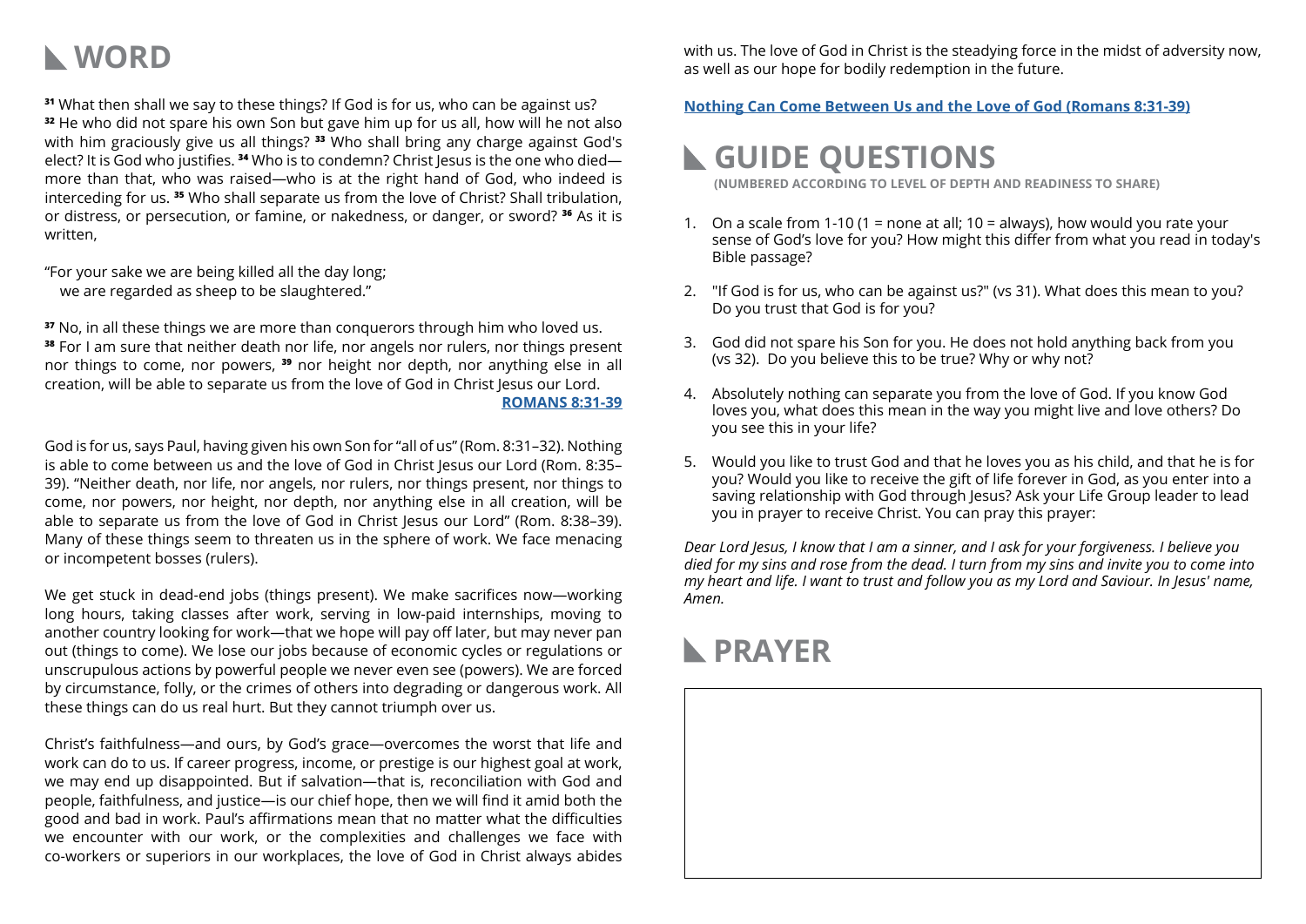## WORD

[31] What then shall we say to these things? If God is for us, who can be against us? [32] He who did not spare his own Son but gave him up for us all, how will he not also with him graciously give us all things? [33] Who shall bring any charge against God's elect? It is God who justifies. [34] Who is to condemn? Christ Jesus is the one who died—more than that, who was raised—who is at the right hand of God, who indeed is interceding for us. [35] Who shall separate us from the love of Christ? Shall tribulation, or distress, or persecution, or famine, or nakedness, or danger, or sword? [36] As it is written,

"For your sake we are being killed all the day long;
we are regarded as sheep to be slaughtered."

[37] No, in all these things we are more than conquerors through him who loved us. [38] For I am sure that neither death nor life, nor angels nor rulers, nor things present nor things to come, nor powers, [39] nor height nor depth, nor anything else in all creation, will be able to separate us from the love of God in Christ Jesus our Lord.

**ROMANS 8:31-39**

God is for us, says Paul, having given his own Son for "all of us" (Rom. 8:31–32). Nothing is able to come between us and the love of God in Christ Jesus our Lord (Rom. 8:35–39). "Neither death, nor life, nor angels, nor rulers, nor things present, nor things to come, nor powers, nor height, nor depth, nor anything else in all creation, will be able to separate us from the love of God in Christ Jesus our Lord" (Rom. 8:38–39). Many of these things seem to threaten us in the sphere of work. We face menacing or incompetent bosses (rulers).

We get stuck in dead-end jobs (things present). We make sacrifices now—working long hours, taking classes after work, serving in low-paid internships, moving to another country looking for work—that we hope will pay off later, but may never pan out (things to come). We lose our jobs because of economic cycles or regulations or unscrupulous actions by powerful people we never even see (powers). We are forced by circumstance, folly, or the crimes of others into degrading or dangerous work. All these things can do us real hurt. But they cannot triumph over us.

Christ's faithfulness—and ours, by God's grace—overcomes the worst that life and work can do to us. If career progress, income, or prestige is our highest goal at work, we may end up disappointed. But if salvation—that is, reconciliation with God and people, faithfulness, and justice—is our chief hope, then we will find it amid both the good and bad in work. Paul's affirmations mean that no matter what the difficulties we encounter with our work, or the complexities and challenges we face with co-workers or superiors in our workplaces, the love of God in Christ always abides with us. The love of God in Christ is the steadying force in the midst of adversity now, as well as our hope for bodily redemption in the future.

**Nothing Can Come Between Us and the Love of God (Romans 8:31-39)**

## GUIDE QUESTIONS

**(NUMBERED ACCORDING TO LEVEL OF DEPTH AND READINESS TO SHARE)**

1. On a scale from 1-10 (1 = none at all; 10 = always), how would you rate your sense of God's love for you? How might this differ from what you read in today's Bible passage?
2. "If God is for us, who can be against us?" (vs 31). What does this mean to you? Do you trust that God is for you?
3. God did not spare his Son for you. He does not hold anything back from you (vs 32). Do you believe this to be true? Why or why not?
4. Absolutely nothing can separate you from the love of God. If you know God loves you, what does this mean in the way you might live and love others? Do you see this in your life?
5. Would you like to trust God and that he loves you as his child, and that he is for you? Would you like to receive the gift of life forever in God, as you enter into a saving relationship with God through Jesus? Ask your Life Group leader to lead you in prayer to receive Christ. You can pray this prayer:

*Dear Lord Jesus, I know that I am a sinner, and I ask for your forgiveness. I believe you died for my sins and rose from the dead. I turn from my sins and invite you to come into my heart and life. I want to trust and follow you as my Lord and Saviour. In Jesus' name, Amen.*

## PRAYER